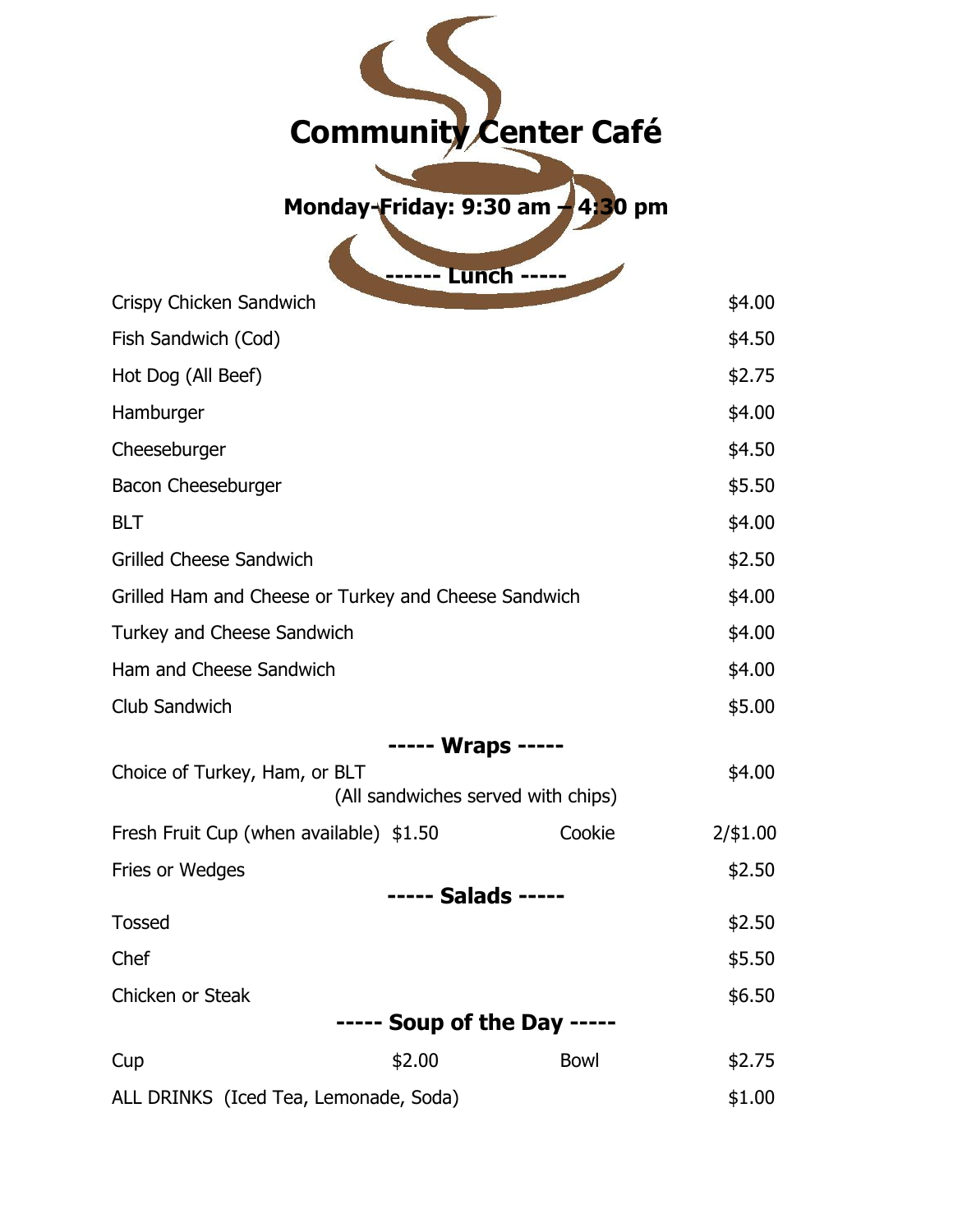# Community Center Café

**Monday-Friday: 9:30 am – 4:30 pm**

## ------ Lunch -----

| | |
|---|---|
| Crispy Chicken Sandwich | $4.00 |
| Fish Sandwich (Cod) | $4.50 |
| Hot Dog (All Beef) | $2.75 |
| Hamburger | $4.00 |
| Cheeseburger | $4.50 |
| Bacon Cheeseburger | $5.50 |
| BLT | $4.00 |
| Grilled Cheese Sandwich | $2.50 |
| Grilled Ham and Cheese or Turkey and Cheese Sandwich | $4.00 |
| Turkey and Cheese Sandwich | $4.00 |
| Ham and Cheese Sandwich | $4.00 |
| Club Sandwich | $5.00 |

## ----- Wraps -----

| | |
|---|---|
| Choice of Turkey, Ham, or BLT | $4.00 |

(All sandwiches served with chips)

| | | | |
|---|---|---|---|
| Fresh Fruit Cup (when available) | $1.50 | Cookie | 2/$1.00 |
| Fries or Wedges | | | $2.50 |

## ----- Salads -----

| | |
|---|---|
| Tossed | $2.50 |
| Chef | $5.50 |
| Chicken or Steak | $6.50 |

## ----- Soup of the Day -----

| | | | |
|---|---|---|---|
| Cup | $2.00 | Bowl | $2.75 |

| | |
|---|---|
| ALL DRINKS (Iced Tea, Lemonade, Soda) | $1.00 |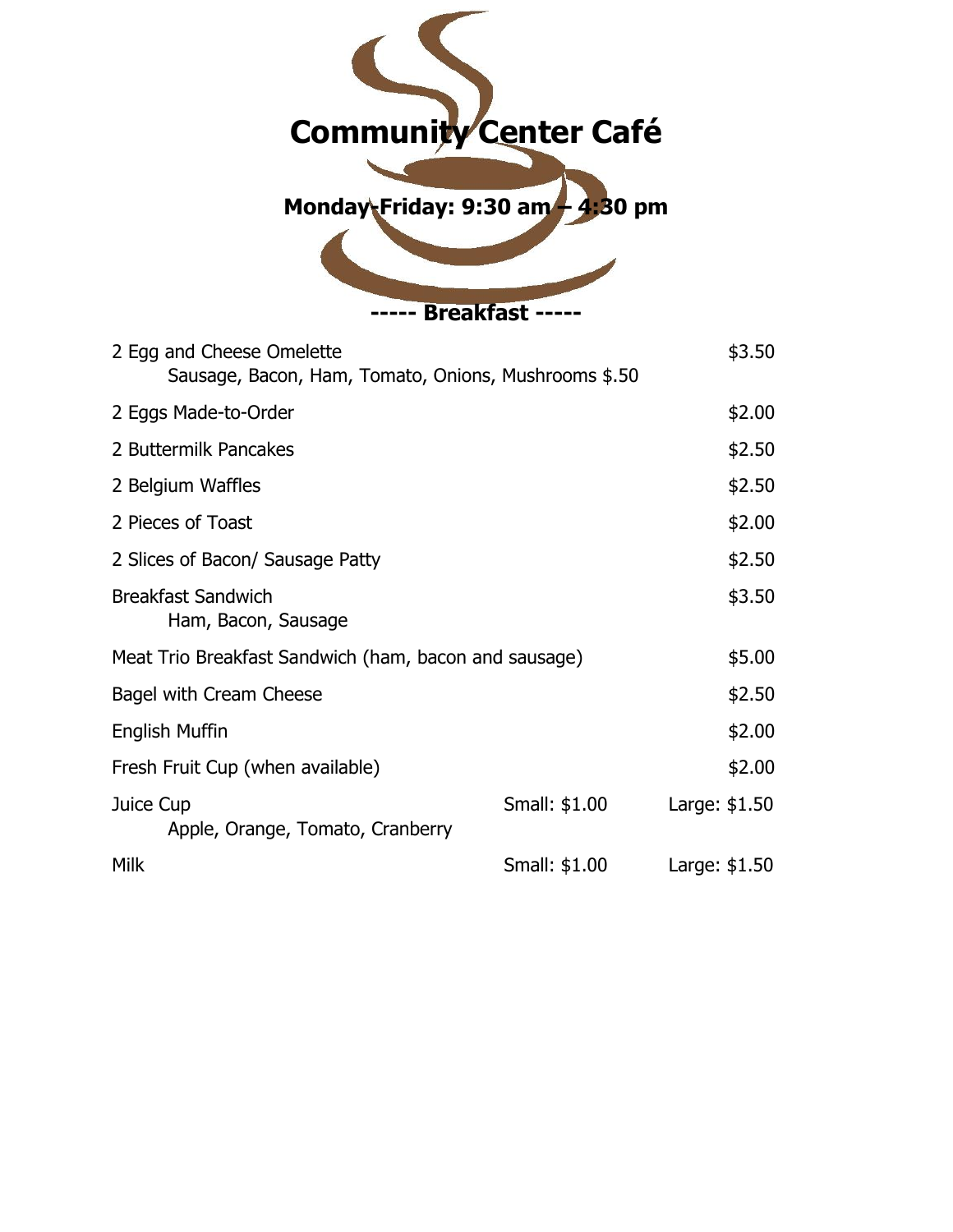# Community Center Café

**Monday-Friday: 9:30 am – 4:30 pm**

## ----- Breakfast -----

| | | |
|---|---|---|
| 2 Egg and Cheese Omelette<br>Sausage, Bacon, Ham, Tomato, Onions, Mushrooms $.50 | | $3.50 |
| 2 Eggs Made-to-Order | | $2.00 |
| 2 Buttermilk Pancakes | | $2.50 |
| 2 Belgium Waffles | | $2.50 |
| 2 Pieces of Toast | | $2.00 |
| 2 Slices of Bacon/ Sausage Patty | | $2.50 |
| Breakfast Sandwich<br>Ham, Bacon, Sausage | | $3.50 |
| Meat Trio Breakfast Sandwich (ham, bacon and sausage) | | $5.00 |
| Bagel with Cream Cheese | | $2.50 |
| English Muffin | | $2.00 |
| Fresh Fruit Cup (when available) | | $2.00 |
| Juice Cup<br>Apple, Orange, Tomato, Cranberry | Small: $1.00 | Large: $1.50 |
| Milk | Small: $1.00 | Large: $1.50 |